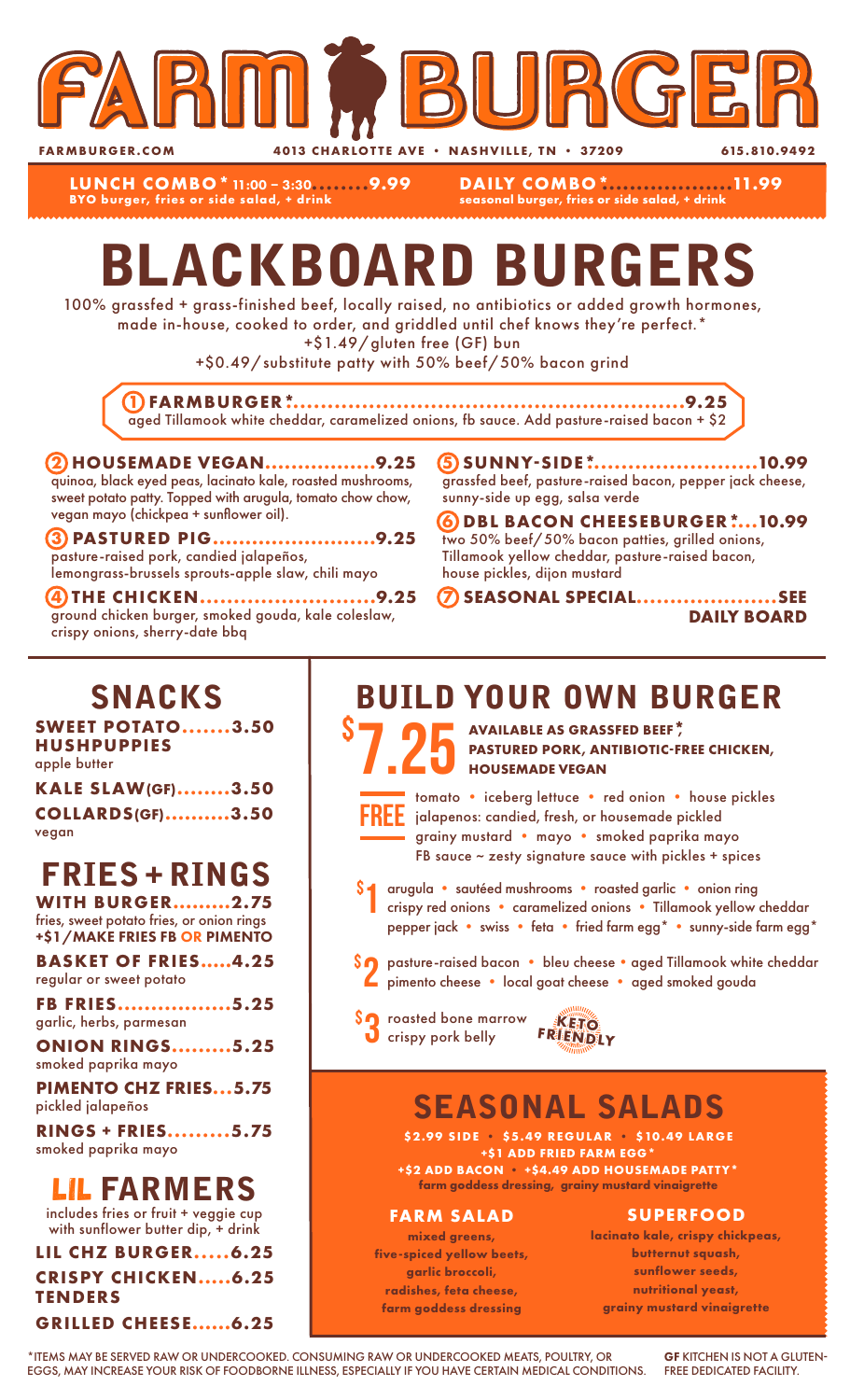# FARM BURGER

FARMBURGER.COM • 4013 CHARLOTTE AVE • NASHVILLE, TN • 37209 • 615.810.9492

**LUNCH COMBO* 11:00 – 3:30........9.99**
BYO burger, fries or side salad, + drink

**DAILY COMBO*..................11.99**
seasonal burger, fries or side salad, + drink

# BLACKBOARD BURGERS

100% grassfed + grass-finished beef, locally raised, no antibiotics or added growth hormones, made in-house, cooked to order, and griddled until chef knows they're perfect.*
+$1.49/gluten free (GF) bun
+$0.49/substitute patty with 50% beef/50% bacon grind

**1 FARMBURGER*.........................................................9.25**
aged Tillamook white cheddar, caramelized onions, fb sauce. Add pasture-raised bacon + $2

**2 HOUSEMADE VEGAN.................9.25**
quinoa, black eyed peas, lacinato kale, roasted mushrooms, sweet potato patty. Topped with arugula, tomato chow chow, vegan mayo (chickpea + sunflower oil).

**3 PASTURED PIG..........................9.25**
pasture-raised pork, candied jalapeños, lemongrass-brussels sprouts-apple slaw, chili mayo

**4 THE CHICKEN...........................9.25**
ground chicken burger, smoked gouda, kale coleslaw, crispy onions, sherry-date bbq

**5 SUNNY-SIDE*........................10.99**
grassfed beef, pasture-raised bacon, pepper jack cheese, sunny-side up egg, salsa verde

**6 DBL BACON CHEESEBURGER*...10.99**
two 50% beef/50% bacon patties, grilled onions, Tillamook yellow cheddar, pasture-raised bacon, house pickles, dijon mustard

**7 SEASONAL SPECIAL.....................SEE DAILY BOARD**

## SNACKS

**SWEET POTATO HUSHPUPPIES.......3.50**
apple butter

**KALE SLAW(GF).........3.50**

**COLLARDS(GF)..........3.50**
vegan

## FRIES + RINGS

**WITH BURGER.........2.75**
fries, sweet potato fries, or onion rings
**+$1/MAKE FRIES FB OR PIMENTO**

**BASKET OF FRIES.....4.25**
regular or sweet potato

**FB FRIES.................5.25**
garlic, herbs, parmesan

**ONION RINGS.........5.25**
smoked paprika mayo

**PIMENTO CHZ FRIES...5.75**
pickled jalapeños

**RINGS + FRIES.........5.75**
smoked paprika mayo

## LIL FARMERS

includes fries or fruit + veggie cup with sunflower butter dip, + drink

**LIL CHZ BURGER.....6.25**

**CRISPY CHICKEN TENDERS.....6.25**

**GRILLED CHEESE......6.25**

## BUILD YOUR OWN BURGER

**$7.25** **AVAILABLE AS GRASSFED BEEF*, PASTURED PORK, ANTIBIOTIC-FREE CHICKEN, HOUSEMADE VEGAN**

**FREE** tomato • iceberg lettuce • red onion • house pickles • jalapenos: candied, fresh, or housemade pickled • grainy mustard • mayo • smoked paprika mayo • FB sauce ~ zesty signature sauce with pickles + spices

**$1** arugula • sautéed mushrooms • roasted garlic • onion ring • crispy red onions • caramelized onions • Tillamook yellow cheddar • pepper jack • swiss • feta • fried farm egg* • sunny-side farm egg*

**$2** pasture-raised bacon • bleu cheese • aged Tillamook white cheddar • pimento cheese • local goat cheese • aged smoked gouda

**$3** roasted bone marrow • crispy pork belly

KETO FRIENDLY

## SEASONAL SALADS

**$2.99 SIDE • $5.49 REGULAR • $10.49 LARGE**
**+$1 ADD FRIED FARM EGG***
**+$2 ADD BACON • +$4.49 ADD HOUSEMADE PATTY***
farm goddess dressing, grainy mustard vinaigrette

**FARM SALAD**
mixed greens, five-spiced yellow beets, garlic broccoli, radishes, feta cheese, farm goddess dressing

**SUPERFOOD**
lacinato kale, crispy chickpeas, butternut squash, sunflower seeds, nutritional yeast, grainy mustard vinaigrette

*ITEMS MAY BE SERVED RAW OR UNDERCOOKED. CONSUMING RAW OR UNDERCOOKED MEATS, POULTRY, OR EGGS, MAY INCREASE YOUR RISK OF FOODBORNE ILLNESS, ESPECIALLY IF YOU HAVE CERTAIN MEDICAL CONDITIONS.

**GF** KITCHEN IS NOT A GLUTEN-FREE DEDICATED FACILITY.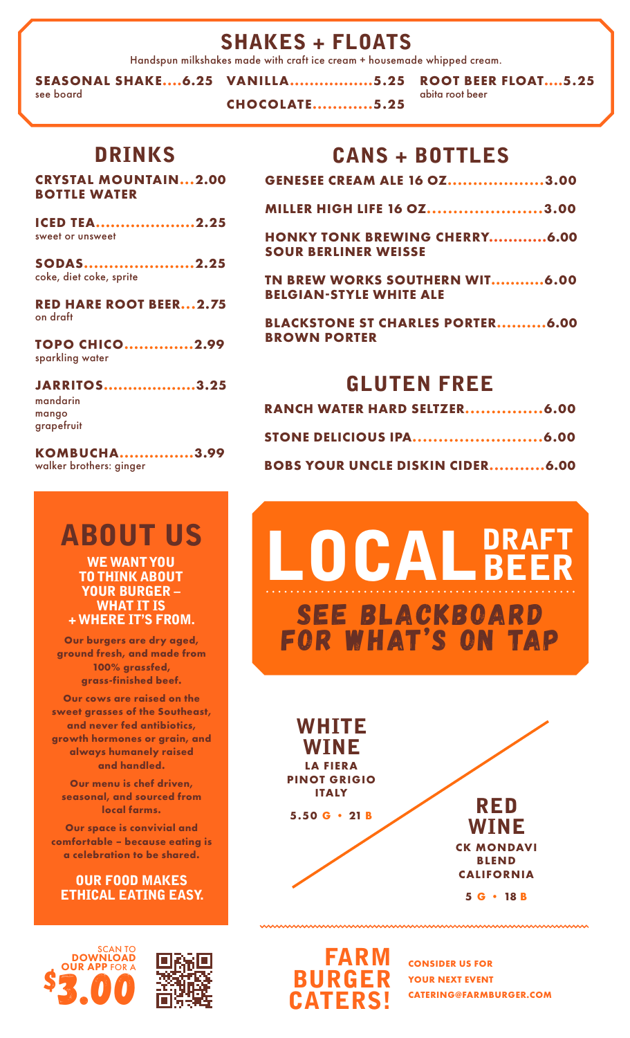## SHAKES + FLOATS

Handspun milkshakes made with craft ice cream + housemade whipped cream.

**SEASONAL SHAKE....6.25**
see board

**VANILLA.................5.25**

**CHOCOLATE............5.25**

**ROOT BEER FLOAT....5.25**
abita root beer

## DRINKS

**CRYSTAL MOUNTAIN...2.00**
**BOTTLE WATER**

**ICED TEA....................2.25**
sweet or unsweet

**SODAS......................2.25**
coke, diet coke, sprite

**RED HARE ROOT BEER...2.75**
on draft

**TOPO CHICO..............2.99**
sparkling water

**JARRITOS...................3.25**
mandarin
mango
grapefruit

**KOMBUCHA...............3.99**
walker brothers: ginger

## CANS + BOTTLES

**GENESEE CREAM ALE 16 OZ...................3.00**

**MILLER HIGH LIFE 16 OZ......................3.00**

**HONKY TONK BREWING CHERRY...........6.00**
**SOUR BERLINER WEISSE**

**TN BREW WORKS SOUTHERN WIT...........6.00**
**BELGIAN-STYLE WHITE ALE**

**BLACKSTONE ST CHARLES PORTER..........6.00**
**BROWN PORTER**

## GLUTEN FREE

**RANCH WATER HARD SELTZER...............6.00**

**STONE DELICIOUS IPA.........................6.00**

**BOBS YOUR UNCLE DISKIN CIDER...........6.00**

## ABOUT US

**WE WANT YOU TO THINK ABOUT YOUR BURGER – WHAT IT IS + WHERE IT'S FROM.**

Our burgers are dry aged, ground fresh, and made from 100% grassfed, grass-finished beef.

Our cows are raised on the sweet grasses of the Southeast, and never fed antibiotics, growth hormones or grain, and always humanely raised and handled.

Our menu is chef driven, seasonal, and sourced from local farms.

Our space is convivial and comfortable – because eating is a celebration to be shared.

**OUR FOOD MAKES ETHICAL EATING EASY.**

## LOCAL DRAFT BEER

SEE BLACKBOARD FOR WHAT'S ON TAP

### WHITE WINE

**LA FIERA PINOT GRIGIO ITALY**

5.50 G • 21 B

### RED WINE

**CK MONDAVI BLEND CALIFORNIA**

5 G • 18 B

SCAN TO DOWNLOAD OUR APP FOR A $3.00

**FARM BURGER CATERS!**

CONSIDER US FOR YOUR NEXT EVENT
CATERING@FARMBURGER.COM